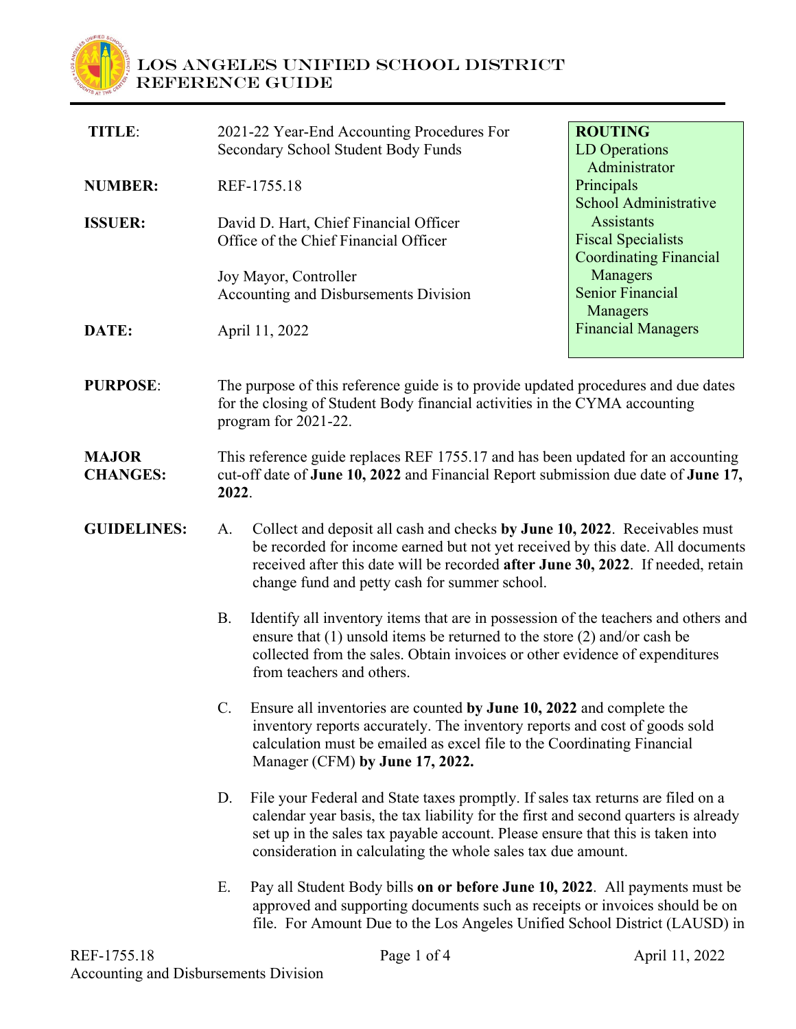# LOS ANGELES UNIFIED SCHOOL DISTRICT
## REFERENCE GUIDE

| | | |
|---|---|---|
| **TITLE**: | 2021-22 Year-End Accounting Procedures For Secondary School Student Body Funds | **ROUTING**<br>LD Operations Administrator<br>Principals<br>School Administrative Assistants<br>Fiscal Specialists<br>Coordinating Financial Managers<br>Senior Financial Managers<br>Financial Managers |
| **NUMBER:** | REF-1755.18 | |
| **ISSUER:** | David D. Hart, Chief Financial Officer<br>Office of the Chief Financial Officer<br><br>Joy Mayor, Controller<br>Accounting and Disbursements Division | |
| **DATE:** | April 11, 2022 | |

**PURPOSE**: The purpose of this reference guide is to provide updated procedures and due dates for the closing of Student Body financial activities in the CYMA accounting program for 2021-22.

**MAJOR CHANGES:** This reference guide replaces REF 1755.17 and has been updated for an accounting cut-off date of **June 10, 2022** and Financial Report submission due date of **June 17, 2022**.

**GUIDELINES:**

A. Collect and deposit all cash and checks **by June 10, 2022**. Receivables must be recorded for income earned but not yet received by this date. All documents received after this date will be recorded **after June 30, 2022**. If needed, retain change fund and petty cash for summer school.

B. Identify all inventory items that are in possession of the teachers and others and ensure that (1) unsold items be returned to the store (2) and/or cash be collected from the sales. Obtain invoices or other evidence of expenditures from teachers and others.

C. Ensure all inventories are counted **by June 10, 2022** and complete the inventory reports accurately. The inventory reports and cost of goods sold calculation must be emailed as excel file to the Coordinating Financial Manager (CFM) **by June 17, 2022.**

D. File your Federal and State taxes promptly. If sales tax returns are filed on a calendar year basis, the tax liability for the first and second quarters is already set up in the sales tax payable account. Please ensure that this is taken into consideration in calculating the whole sales tax due amount.

E. Pay all Student Body bills **on or before June 10, 2022**. All payments must be approved and supporting documents such as receipts or invoices should be on file. For Amount Due to the Los Angeles Unified School District (LAUSD) in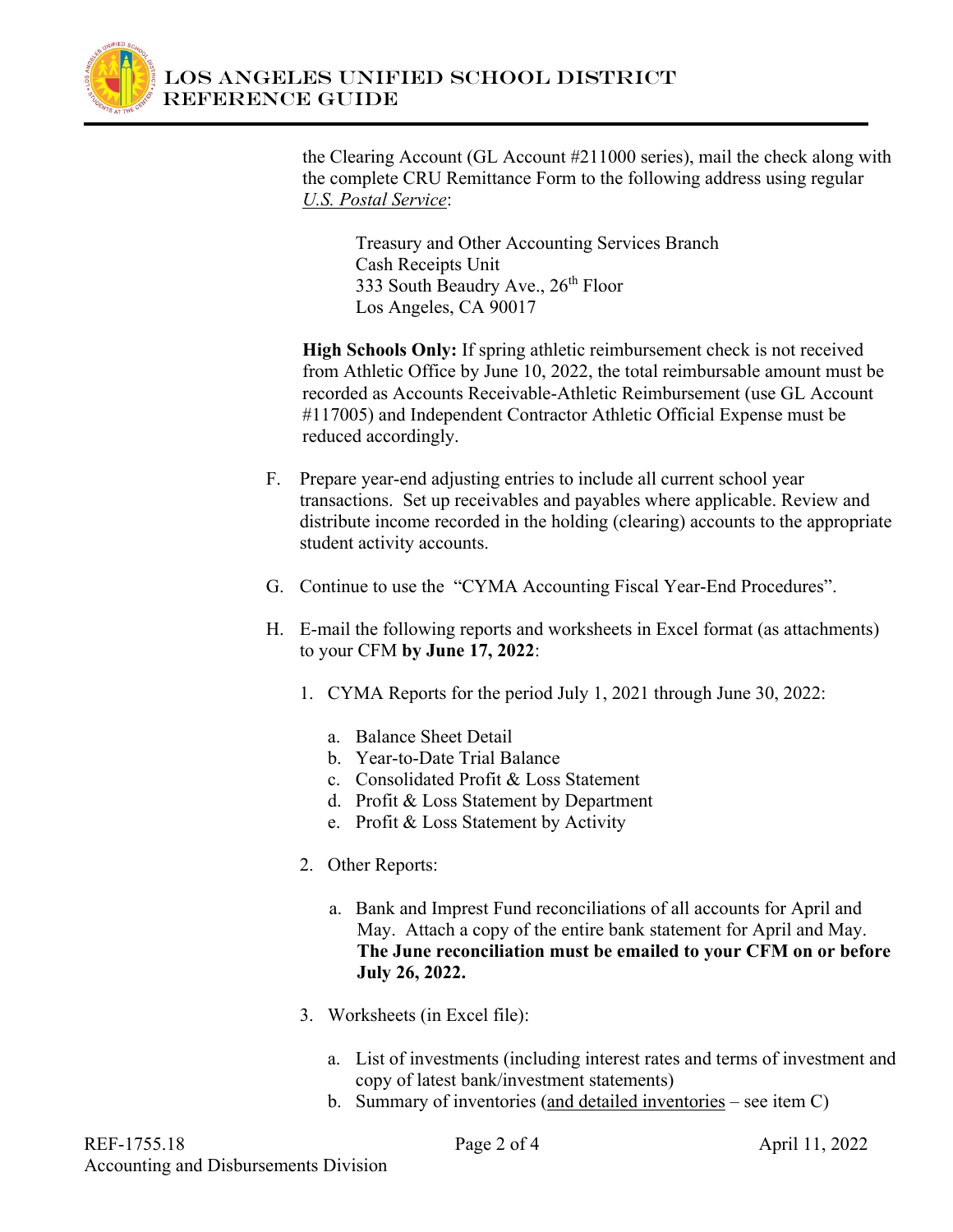the Clearing Account (GL Account #211000 series), mail the check along with the complete CRU Remittance Form to the following address using regular *U.S. Postal Service*:

> Treasury and Other Accounting Services Branch
> Cash Receipts Unit
> 333 South Beaudry Ave., 26th Floor
> Los Angeles, CA 90017

**High Schools Only:** If spring athletic reimbursement check is not received from Athletic Office by June 10, 2022, the total reimbursable amount must be recorded as Accounts Receivable-Athletic Reimbursement (use GL Account #117005) and Independent Contractor Athletic Official Expense must be reduced accordingly.

F. Prepare year-end adjusting entries to include all current school year transactions. Set up receivables and payables where applicable. Review and distribute income recorded in the holding (clearing) accounts to the appropriate student activity accounts.

G. Continue to use the "CYMA Accounting Fiscal Year-End Procedures".

H. E-mail the following reports and worksheets in Excel format (as attachments) to your CFM **by June 17, 2022**:

1. CYMA Reports for the period July 1, 2021 through June 30, 2022:
   a. Balance Sheet Detail
   b. Year-to-Date Trial Balance
   c. Consolidated Profit & Loss Statement
   d. Profit & Loss Statement by Department
   e. Profit & Loss Statement by Activity

2. Other Reports:
   a. Bank and Imprest Fund reconciliations of all accounts for April and May. Attach a copy of the entire bank statement for April and May. **The June reconciliation must be emailed to your CFM on or before July 26, 2022.**

3. Worksheets (in Excel file):
   a. List of investments (including interest rates and terms of investment and copy of latest bank/investment statements)
   b. Summary of inventories (<u>and detailed inventories</u> – see item C)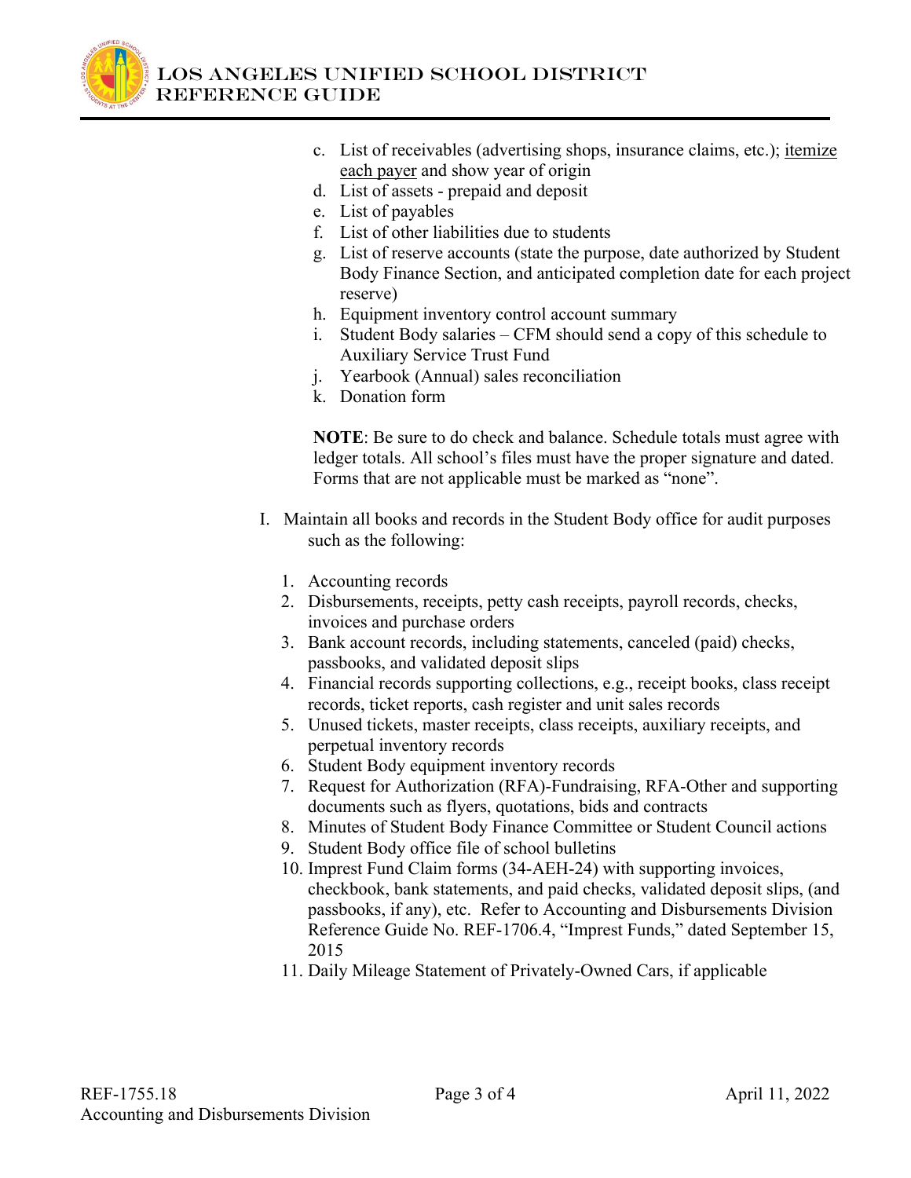c. List of receivables (advertising shops, insurance claims, etc.); <u>itemize each payer</u> and show year of origin
d. List of assets - prepaid and deposit
e. List of payables
f. List of other liabilities due to students
g. List of reserve accounts (state the purpose, date authorized by Student Body Finance Section, and anticipated completion date for each project reserve)
h. Equipment inventory control account summary
i. Student Body salaries – CFM should send a copy of this schedule to Auxiliary Service Trust Fund
j. Yearbook (Annual) sales reconciliation
k. Donation form

**NOTE**: Be sure to do check and balance. Schedule totals must agree with ledger totals. All school's files must have the proper signature and dated. Forms that are not applicable must be marked as "none".

I. Maintain all books and records in the Student Body office for audit purposes such as the following:

1. Accounting records
2. Disbursements, receipts, petty cash receipts, payroll records, checks, invoices and purchase orders
3. Bank account records, including statements, canceled (paid) checks, passbooks, and validated deposit slips
4. Financial records supporting collections, e.g., receipt books, class receipt records, ticket reports, cash register and unit sales records
5. Unused tickets, master receipts, class receipts, auxiliary receipts, and perpetual inventory records
6. Student Body equipment inventory records
7. Request for Authorization (RFA)-Fundraising, RFA-Other and supporting documents such as flyers, quotations, bids and contracts
8. Minutes of Student Body Finance Committee or Student Council actions
9. Student Body office file of school bulletins
10. Imprest Fund Claim forms (34-AEH-24) with supporting invoices, checkbook, bank statements, and paid checks, validated deposit slips, (and passbooks, if any), etc. Refer to Accounting and Disbursements Division Reference Guide No. REF-1706.4, "Imprest Funds," dated September 15, 2015
11. Daily Mileage Statement of Privately-Owned Cars, if applicable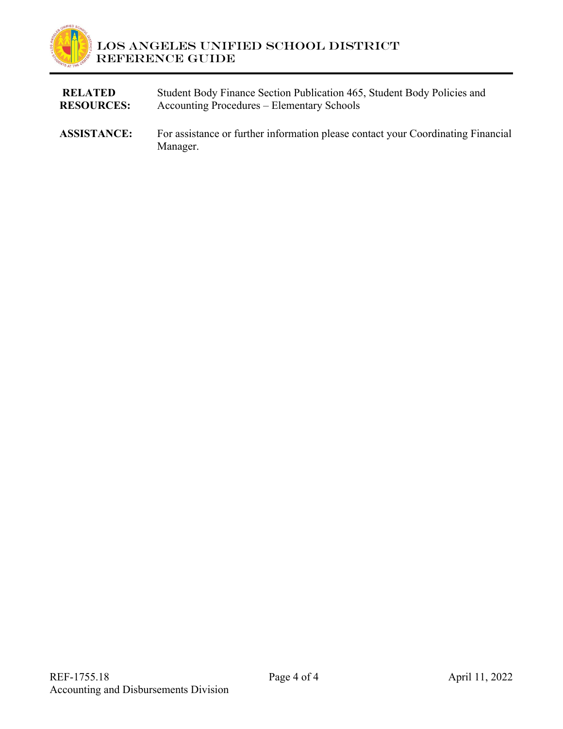| | |
|---|---|
| **RELATED RESOURCES:** | Student Body Finance Section Publication 465, Student Body Policies and Accounting Procedures – Elementary Schools |
| **ASSISTANCE:** | For assistance or further information please contact your Coordinating Financial Manager. |